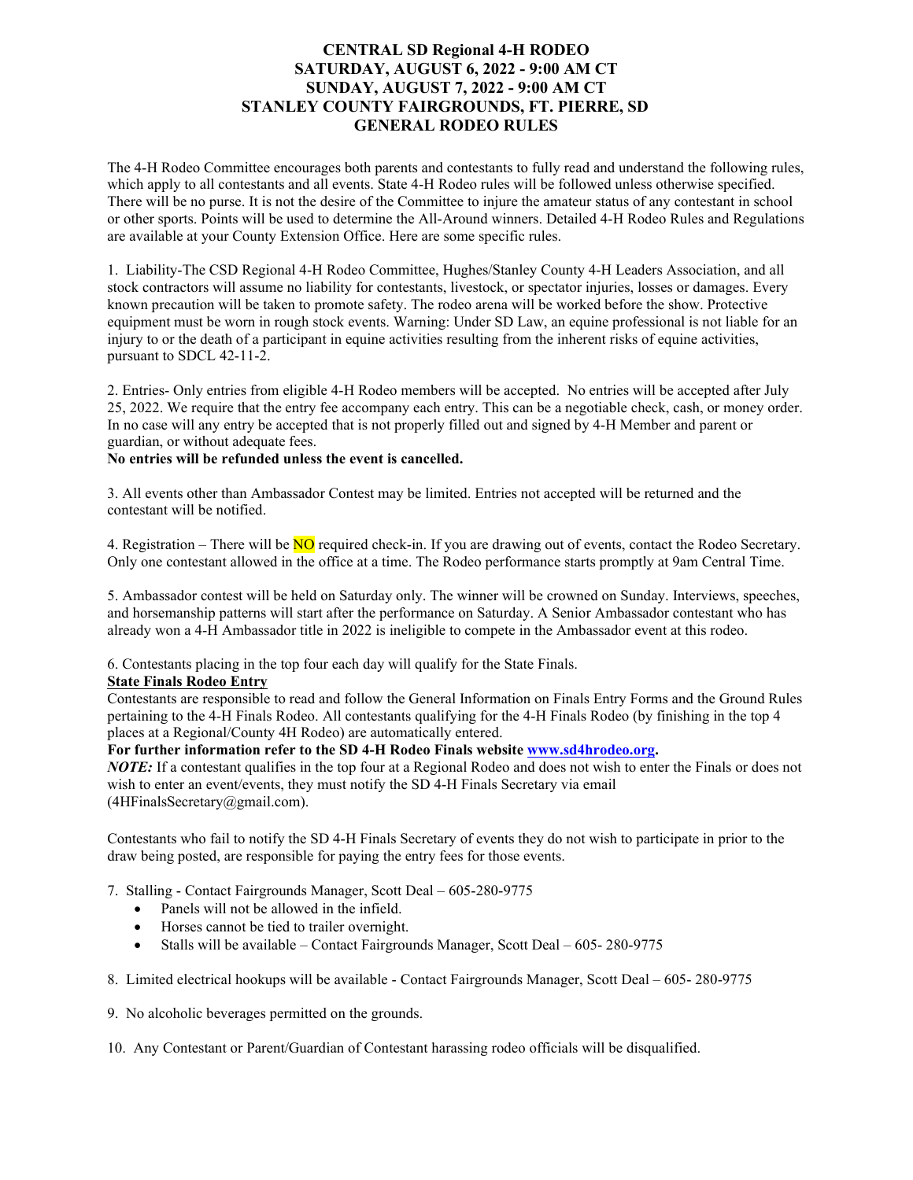# CENTRAL SD Regional 4-H RODEO
## SATURDAY, AUGUST 6, 2022 - 9:00 AM CT
## SUNDAY, AUGUST 7, 2022 - 9:00 AM CT
## STANLEY COUNTY FAIRGROUNDS, FT. PIERRE, SD
## GENERAL RODEO RULES

The 4-H Rodeo Committee encourages both parents and contestants to fully read and understand the following rules, which apply to all contestants and all events. State 4-H Rodeo rules will be followed unless otherwise specified. There will be no purse. It is not the desire of the Committee to injure the amateur status of any contestant in school or other sports. Points will be used to determine the All-Around winners. Detailed 4-H Rodeo Rules and Regulations are available at your County Extension Office. Here are some specific rules.

1. Liability-The CSD Regional 4-H Rodeo Committee, Hughes/Stanley County 4-H Leaders Association, and all stock contractors will assume no liability for contestants, livestock, or spectator injuries, losses or damages. Every known precaution will be taken to promote safety. The rodeo arena will be worked before the show. Protective equipment must be worn in rough stock events. Warning: Under SD Law, an equine professional is not liable for an injury to or the death of a participant in equine activities resulting from the inherent risks of equine activities, pursuant to SDCL 42-11-2.

2. Entries- Only entries from eligible 4-H Rodeo members will be accepted. No entries will be accepted after July 25, 2022. We require that the entry fee accompany each entry. This can be a negotiable check, cash, or money order. In no case will any entry be accepted that is not properly filled out and signed by 4-H Member and parent or guardian, or without adequate fees.
**No entries will be refunded unless the event is cancelled.**

3. All events other than Ambassador Contest may be limited. Entries not accepted will be returned and the contestant will be notified.

4. Registration – There will be NO required check-in. If you are drawing out of events, contact the Rodeo Secretary. Only one contestant allowed in the office at a time. The Rodeo performance starts promptly at 9am Central Time.

5. Ambassador contest will be held on Saturday only. The winner will be crowned on Sunday. Interviews, speeches, and horsemanship patterns will start after the performance on Saturday. A Senior Ambassador contestant who has already won a 4-H Ambassador title in 2022 is ineligible to compete in the Ambassador event at this rodeo.

6. Contestants placing in the top four each day will qualify for the State Finals.

**State Finals Rodeo Entry**
Contestants are responsible to read and follow the General Information on Finals Entry Forms and the Ground Rules pertaining to the 4-H Finals Rodeo. All contestants qualifying for the 4-H Finals Rodeo (by finishing in the top 4 places at a Regional/County 4H Rodeo) are automatically entered.
**For further information refer to the SD 4-H Rodeo Finals website www.sd4hrodeo.org.**
***NOTE:*** If a contestant qualifies in the top four at a Regional Rodeo and does not wish to enter the Finals or does not wish to enter an event/events, they must notify the SD 4-H Finals Secretary via email (4HFinalsSecretary@gmail.com).

Contestants who fail to notify the SD 4-H Finals Secretary of events they do not wish to participate in prior to the draw being posted, are responsible for paying the entry fees for those events.

7. Stalling - Contact Fairgrounds Manager, Scott Deal – 605-280-9775
   - Panels will not be allowed in the infield.
   - Horses cannot be tied to trailer overnight.
   - Stalls will be available – Contact Fairgrounds Manager, Scott Deal – 605- 280-9775

8. Limited electrical hookups will be available - Contact Fairgrounds Manager, Scott Deal – 605- 280-9775

9. No alcoholic beverages permitted on the grounds.

10. Any Contestant or Parent/Guardian of Contestant harassing rodeo officials will be disqualified.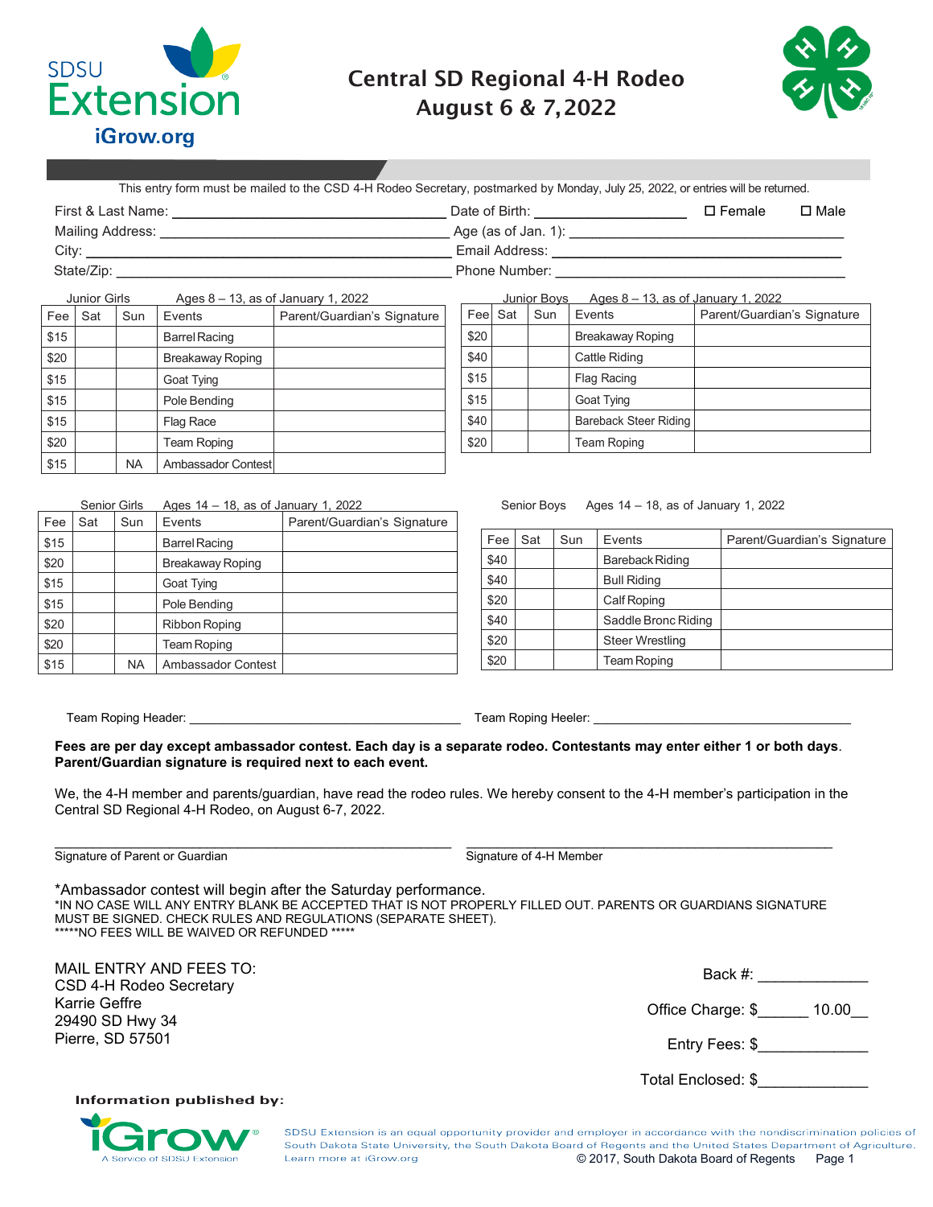SDSU Extension
iGrow.org

# Central SD Regional 4-H Rodeo
## August 6 & 7, 2022

This entry form must be mailed to the CSD 4-H Rodeo Secretary, postmarked by Monday, July 25, 2022, or entries will be returned.

First & Last Name: ______________________ Date of Birth: ______________ ☐ Female ☐ Male

Mailing Address: ______________________ Age (as of Jan. 1): ______________________

City: ______________________ Email Address: ______________________

State/Zip: ______________________ Phone Number: ______________________

Junior Girls Ages 8 – 13, as of January 1, 2022

| Fee | Sat | Sun | Events | Parent/Guardian's Signature |
|---|---|---|---|---|
| $15 | | | Barrel Racing | |
| $20 | | | Breakaway Roping | |
| $15 | | | Goat Tying | |
| $15 | | | Pole Bending | |
| $15 | | | Flag Race | |
| $20 | | | Team Roping | |
| $15 | | NA | Ambassador Contest | |

Junior Boys Ages 8 – 13, as of January 1, 2022

| Fee | Sat | Sun | Events | Parent/Guardian's Signature |
|---|---|---|---|---|
| $20 | | | Breakaway Roping | |
| $40 | | | Cattle Riding | |
| $15 | | | Flag Racing | |
| $15 | | | Goat Tying | |
| $40 | | | Bareback Steer Riding | |
| $20 | | | Team Roping | |

Senior Girls Ages 14 – 18, as of January 1, 2022

| Fee | Sat | Sun | Events | Parent/Guardian's Signature |
|---|---|---|---|---|
| $15 | | | Barrel Racing | |
| $20 | | | Breakaway Roping | |
| $15 | | | Goat Tying | |
| $15 | | | Pole Bending | |
| $20 | | | Ribbon Roping | |
| $20 | | | Team Roping | |
| $15 | | NA | Ambassador Contest | |

Senior Boys Ages 14 – 18, as of January 1, 2022

| Fee | Sat | Sun | Events | Parent/Guardian's Signature |
|---|---|---|---|---|
| $40 | | | Bareback Riding | |
| $40 | | | Bull Riding | |
| $20 | | | Calf Roping | |
| $40 | | | Saddle Bronc Riding | |
| $20 | | | Steer Wrestling | |
| $20 | | | Team Roping | |

Team Roping Header: ______________________ Team Roping Heeler: ______________________

**Fees are per day except ambassador contest. Each day is a separate rodeo. Contestants may enter either 1 or both days. Parent/Guardian signature is required next to each event.**

We, the 4-H member and parents/guardian, have read the rodeo rules. We hereby consent to the 4-H member's participation in the Central SD Regional 4-H Rodeo, on August 6-7, 2022.

______________________ ______________________
Signature of Parent or Guardian Signature of 4-H Member

*Ambassador contest will begin after the Saturday performance.
*IN NO CASE WILL ANY ENTRY BLANK BE ACCEPTED THAT IS NOT PROPERLY FILLED OUT. PARENTS OR GUARDIANS SIGNATURE MUST BE SIGNED. CHECK RULES AND REGULATIONS (SEPARATE SHEET).
*****NO FEES WILL BE WAIVED OR REFUNDED *****

MAIL ENTRY AND FEES TO:
CSD 4-H Rodeo Secretary
Karrie Geffre
29490 SD Hwy 34
Pierre, SD 57501

Back #: ______________

Office Charge: $______ 10.00__

Entry Fees: $______________

Total Enclosed: $______________

**Information published by:**

SDSU Extension is an equal opportunity provider and employer in accordance with the nondiscrimination policies of South Dakota State University, the South Dakota Board of Regents and the United States Department of Agriculture. Learn more at iGrow.org

© 2017, South Dakota Board of Regents